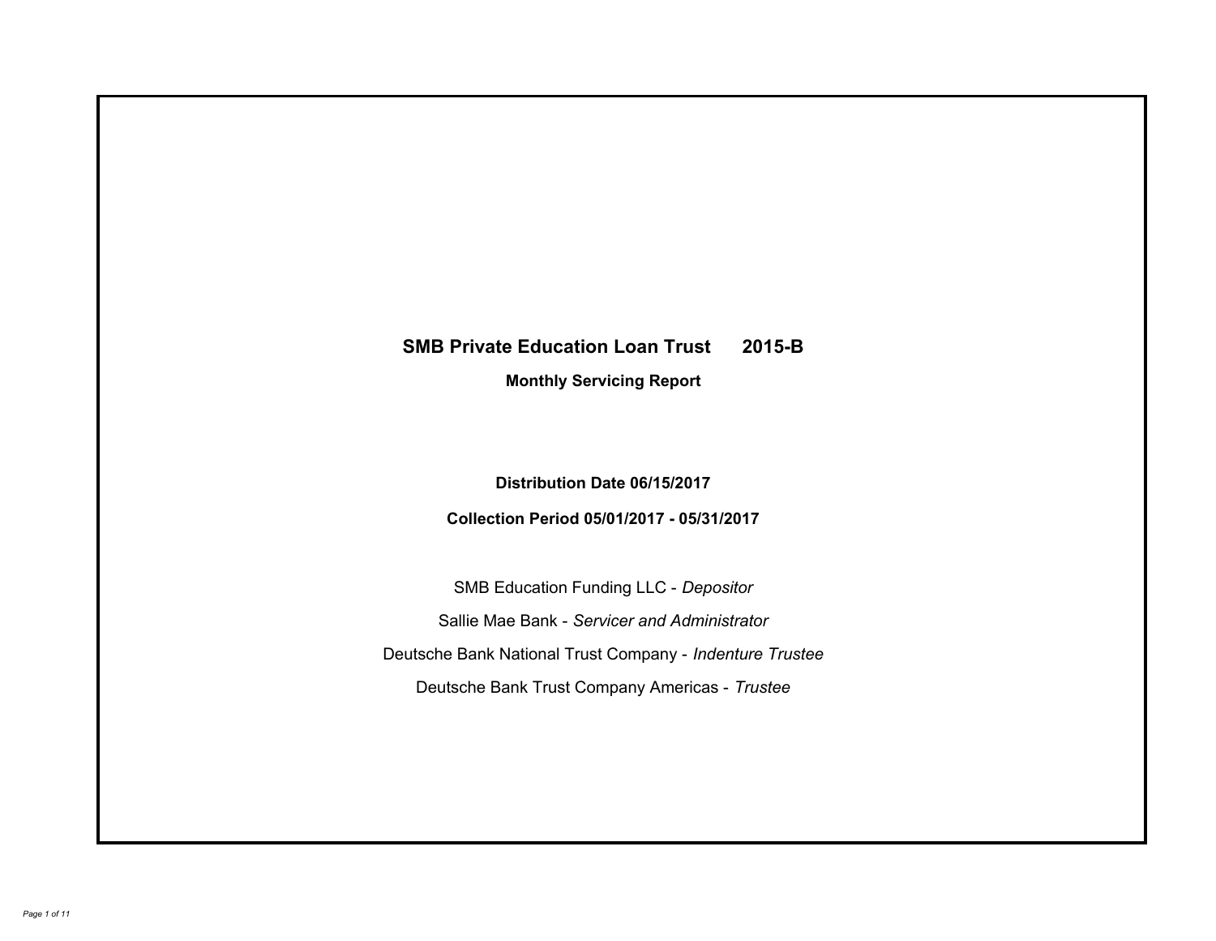# SMB Private Education Loan Trust 2015-B

## Monthly Servicing Report

**Distribution Date 06/15/2017**

**Collection Period 05/01/2017 - 05/31/2017**

SMB Education Funding LLC - *Depositor*

Sallie Mae Bank - *Servicer and Administrator*

Deutsche Bank National Trust Company - *Indenture Trustee*

Deutsche Bank Trust Company Americas - *Trustee*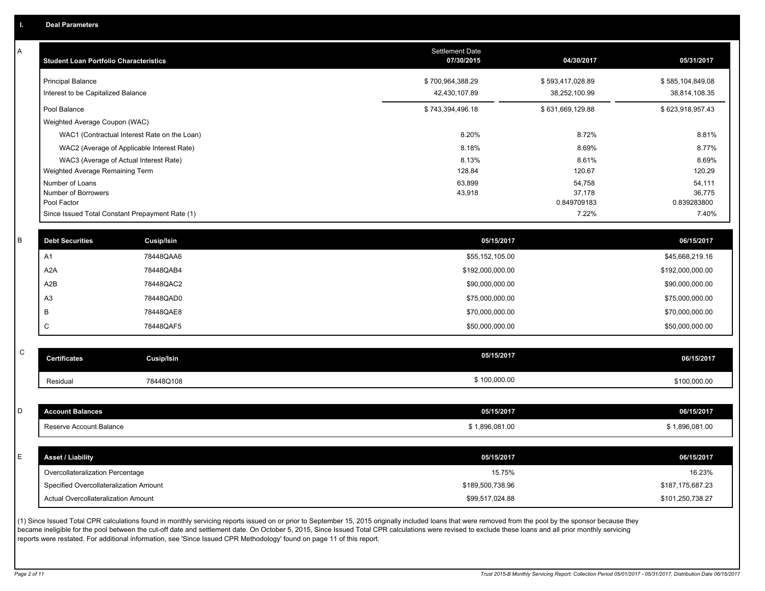# I. Deal Parameters

## A

| Student Loan Portfolio Characteristics | Settlement Date 07/30/2015 | 04/30/2017 | 05/31/2017 |
|---|---|---|---|
| Principal Balance | $ 700,964,388.29 | $ 593,417,028.89 | $ 585,104,849.08 |
| Interest to be Capitalized Balance | 42,430,107.89 | 38,252,100.99 | 38,814,108.35 |
| Pool Balance | $ 743,394,496.18 | $ 631,669,129.88 | $ 623,918,957.43 |
| Weighted Average Coupon (WAC) | | | |
| WAC1 (Contractual Interest Rate on the Loan) | 8.20% | 8.72% | 8.81% |
| WAC2 (Average of Applicable Interest Rate) | 8.18% | 8.69% | 8.77% |
| WAC3 (Average of Actual Interest Rate) | 8.13% | 8.61% | 8.69% |
| Weighted Average Remaining Term | 128.84 | 120.67 | 120.29 |
| Number of Loans | 63,899 | 54,758 | 54,111 |
| Number of Borrowers | 43,918 | 37,178 | 36,775 |
| Pool Factor | | 0.849709183 | 0.839283800 |
| Since Issued Total Constant Prepayment Rate (1) | | 7.22% | 7.40% |

## B

| Debt Securities | Cusip/Isin | 05/15/2017 | 06/15/2017 |
|---|---|---|---|
| A1 | 78448QAA6 | $55,152,105.00 | $45,668,219.16 |
| A2A | 78448QAB4 | $192,000,000.00 | $192,000,000.00 |
| A2B | 78448QAC2 | $90,000,000.00 | $90,000,000.00 |
| A3 | 78448QAD0 | $75,000,000.00 | $75,000,000.00 |
| B | 78448QAE8 | $70,000,000.00 | $70,000,000.00 |
| C | 78448QAF5 | $50,000,000.00 | $50,000,000.00 |

## C

| Certificates | Cusip/Isin | 05/15/2017 | 06/15/2017 |
|---|---|---|---|
| Residual | 78448Q108 | $ 100,000.00 | $100,000.00 |

## D

| Account Balances | 05/15/2017 | 06/15/2017 |
|---|---|---|
| Reserve Account Balance | $ 1,896,081.00 | $ 1,896,081.00 |

## E

| Asset / Liability | 05/15/2017 | 06/15/2017 |
|---|---|---|
| Overcollateralization Percentage | 15.75% | 16.23% |
| Specified Overcollateralization Amount | $189,500,738.96 | $187,175,687.23 |
| Actual Overcollateralization Amount | $99,517,024.88 | $101,250,738.27 |

(1) Since Issued Total CPR calculations found in monthly servicing reports issued on or prior to September 15, 2015 originally included loans that were removed from the pool by the sponsor because they became ineligible for the pool between the cut-off date and settlement date. On October 5, 2015, Since Issued Total CPR calculations were revised to exclude these loans and all prior monthly servicing reports were restated. For additional information, see 'Since Issued CPR Methodology' found on page 11 of this report.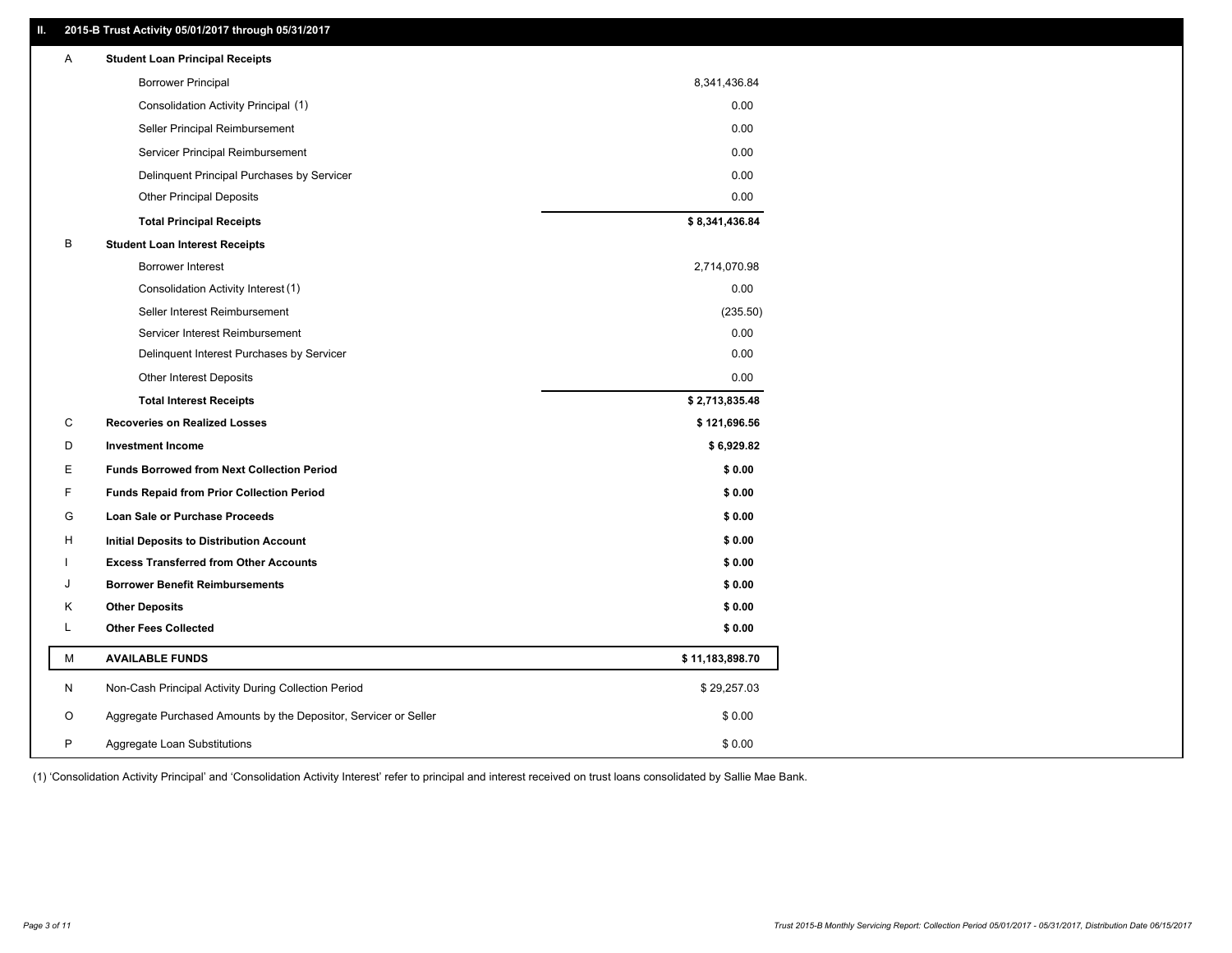## II. 2015-B Trust Activity 05/01/2017 through 05/31/2017

| | | |
|---|---|---|
| A | **Student Loan Principal Receipts** | |
| | Borrower Principal | 8,341,436.84 |
| | Consolidation Activity Principal (1) | 0.00 |
| | Seller Principal Reimbursement | 0.00 |
| | Servicer Principal Reimbursement | 0.00 |
| | Delinquent Principal Purchases by Servicer | 0.00 |
| | Other Principal Deposits | 0.00 |
| | **Total Principal Receipts** | **$ 8,341,436.84** |
| B | **Student Loan Interest Receipts** | |
| | Borrower Interest | 2,714,070.98 |
| | Consolidation Activity Interest (1) | 0.00 |
| | Seller Interest Reimbursement | (235.50) |
| | Servicer Interest Reimbursement | 0.00 |
| | Delinquent Interest Purchases by Servicer | 0.00 |
| | Other Interest Deposits | 0.00 |
| | **Total Interest Receipts** | **$ 2,713,835.48** |
| C | **Recoveries on Realized Losses** | **$ 121,696.56** |
| D | **Investment Income** | **$ 6,929.82** |
| E | **Funds Borrowed from Next Collection Period** | **$ 0.00** |
| F | **Funds Repaid from Prior Collection Period** | **$ 0.00** |
| G | **Loan Sale or Purchase Proceeds** | **$ 0.00** |
| H | **Initial Deposits to Distribution Account** | **$ 0.00** |
| I | **Excess Transferred from Other Accounts** | **$ 0.00** |
| J | **Borrower Benefit Reimbursements** | **$ 0.00** |
| K | **Other Deposits** | **$ 0.00** |
| L | **Other Fees Collected** | **$ 0.00** |
| M | **AVAILABLE FUNDS** | **$ 11,183,898.70** |
| N | Non-Cash Principal Activity During Collection Period | $ 29,257.03 |
| O | Aggregate Purchased Amounts by the Depositor, Servicer or Seller | $ 0.00 |
| P | Aggregate Loan Substitutions | $ 0.00 |

(1) 'Consolidation Activity Principal' and 'Consolidation Activity Interest' refer to principal and interest received on trust loans consolidated by Sallie Mae Bank.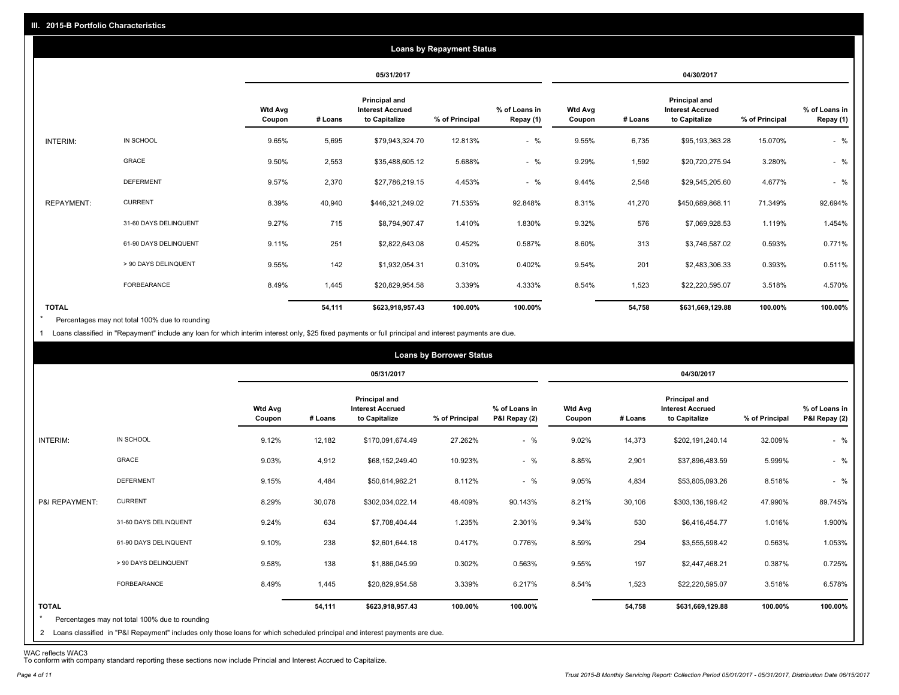## III. 2015-B Portfolio Characteristics

### Loans by Repayment Status

| | | 05/31/2017 | | | | | 04/30/2017 | | | | |
|---|---|---|---|---|---|---|---|---|---|---|---|
| | | Wtd Avg Coupon | # Loans | Principal and Interest Accrued to Capitalize | % of Principal | % of Loans in Repay (1) | Wtd Avg Coupon | # Loans | Principal and Interest Accrued to Capitalize | % of Principal | % of Loans in Repay (1) |
| INTERIM: | IN SCHOOL | 9.65% | 5,695 | $79,943,324.70 | 12.813% | - % | 9.55% | 6,735 | $95,193,363.28 | 15.070% | - % |
| | GRACE | 9.50% | 2,553 | $35,488,605.12 | 5.688% | - % | 9.29% | 1,592 | $20,720,275.94 | 3.280% | - % |
| | DEFERMENT | 9.57% | 2,370 | $27,786,219.15 | 4.453% | - % | 9.44% | 2,548 | $29,545,205.60 | 4.677% | - % |
| REPAYMENT: | CURRENT | 8.39% | 40,940 | $446,321,249.02 | 71.535% | 92.848% | 8.31% | 41,270 | $450,689,868.11 | 71.349% | 92.694% |
| | 31-60 DAYS DELINQUENT | 9.27% | 715 | $8,794,907.47 | 1.410% | 1.830% | 9.32% | 576 | $7,069,928.53 | 1.119% | 1.454% |
| | 61-90 DAYS DELINQUENT | 9.11% | 251 | $2,822,643.08 | 0.452% | 0.587% | 8.60% | 313 | $3,746,587.02 | 0.593% | 0.771% |
| | > 90 DAYS DELINQUENT | 9.55% | 142 | $1,932,054.31 | 0.310% | 0.402% | 9.54% | 201 | $2,483,306.33 | 0.393% | 0.511% |
| | FORBEARANCE | 8.49% | 1,445 | $20,829,954.58 | 3.339% | 4.333% | 8.54% | 1,523 | $22,220,595.07 | 3.518% | 4.570% |
| TOTAL | | | 54,111 | $623,918,957.43 | 100.00% | 100.00% | | 54,758 | $631,669,129.88 | 100.00% | 100.00% |

\* Percentages may not total 100% due to rounding

1 Loans classified in "Repayment" include any loan for which interim interest only, $25 fixed payments or full principal and interest payments are due.

### Loans by Borrower Status

| | | 05/31/2017 | | | | | 04/30/2017 | | | | |
|---|---|---|---|---|---|---|---|---|---|---|---|
| | | Wtd Avg Coupon | # Loans | Principal and Interest Accrued to Capitalize | % of Principal | % of Loans in P&I Repay (2) | Wtd Avg Coupon | # Loans | Principal and Interest Accrued to Capitalize | % of Principal | % of Loans in P&I Repay (2) |
| INTERIM: | IN SCHOOL | 9.12% | 12,182 | $170,091,674.49 | 27.262% | - % | 9.02% | 14,373 | $202,191,240.14 | 32.009% | - % |
| | GRACE | 9.03% | 4,912 | $68,152,249.40 | 10.923% | - % | 8.85% | 2,901 | $37,896,483.59 | 5.999% | - % |
| | DEFERMENT | 9.15% | 4,484 | $50,614,962.21 | 8.112% | - % | 9.05% | 4,834 | $53,805,093.26 | 8.518% | - % |
| P&I REPAYMENT: | CURRENT | 8.29% | 30,078 | $302,034,022.14 | 48.409% | 90.143% | 8.21% | 30,106 | $303,136,196.42 | 47.990% | 89.745% |
| | 31-60 DAYS DELINQUENT | 9.24% | 634 | $7,708,404.44 | 1.235% | 2.301% | 9.34% | 530 | $6,416,454.77 | 1.016% | 1.900% |
| | 61-90 DAYS DELINQUENT | 9.10% | 238 | $2,601,644.18 | 0.417% | 0.776% | 8.59% | 294 | $3,555,598.42 | 0.563% | 1.053% |
| | > 90 DAYS DELINQUENT | 9.58% | 138 | $1,886,045.99 | 0.302% | 0.563% | 9.55% | 197 | $2,447,468.21 | 0.387% | 0.725% |
| | FORBEARANCE | 8.49% | 1,445 | $20,829,954.58 | 3.339% | 6.217% | 8.54% | 1,523 | $22,220,595.07 | 3.518% | 6.578% |
| TOTAL | | | 54,111 | $623,918,957.43 | 100.00% | 100.00% | | 54,758 | $631,669,129.88 | 100.00% | 100.00% |

\* Percentages may not total 100% due to rounding

2 Loans classified in "P&I Repayment" includes only those loans for which scheduled principal and interest payments are due.

WAC reflects WAC3
To conform with company standard reporting these sections now include Princial and Interest Accrued to Capitalize.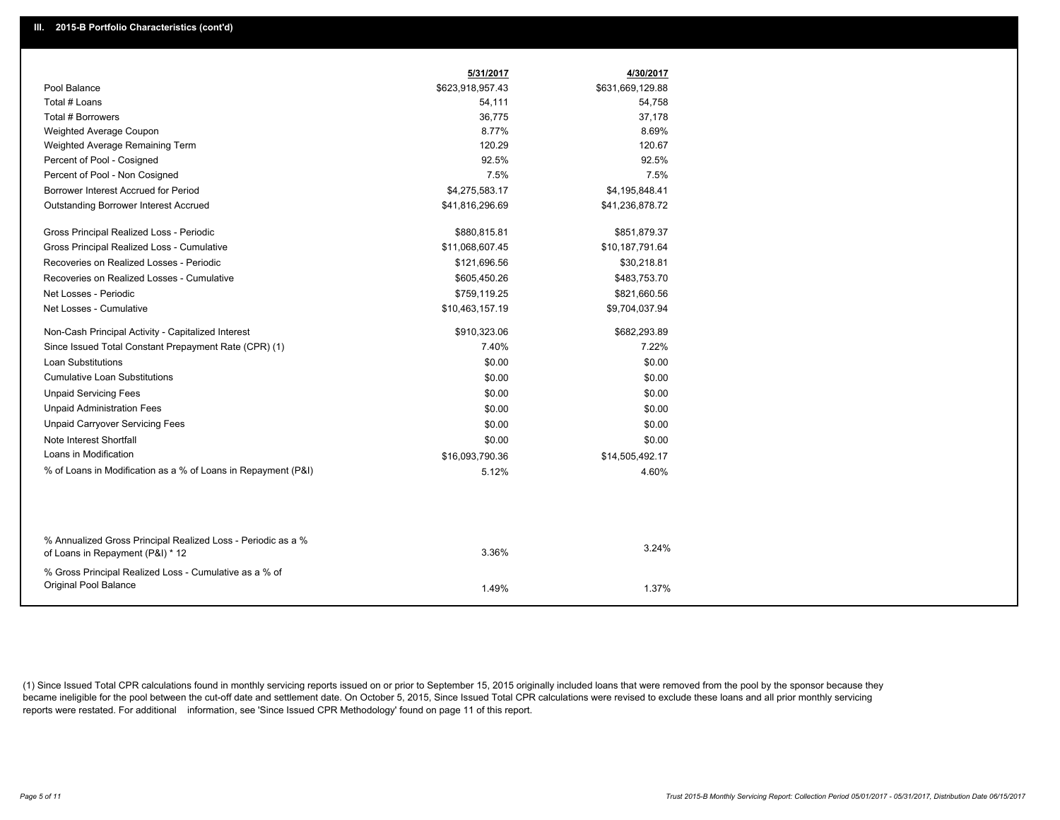## III. 2015-B Portfolio Characteristics (cont'd)

| | 5/31/2017 | 4/30/2017 |
|---|---|---|
| Pool Balance | $623,918,957.43 | $631,669,129.88 |
| Total # Loans | 54,111 | 54,758 |
| Total # Borrowers | 36,775 | 37,178 |
| Weighted Average Coupon | 8.77% | 8.69% |
| Weighted Average Remaining Term | 120.29 | 120.67 |
| Percent of Pool - Cosigned | 92.5% | 92.5% |
| Percent of Pool - Non Cosigned | 7.5% | 7.5% |
| Borrower Interest Accrued for Period | $4,275,583.17 | $4,195,848.41 |
| Outstanding Borrower Interest Accrued | $41,816,296.69 | $41,236,878.72 |
| Gross Principal Realized Loss - Periodic | $880,815.81 | $851,879.37 |
| Gross Principal Realized Loss - Cumulative | $11,068,607.45 | $10,187,791.64 |
| Recoveries on Realized Losses - Periodic | $121,696.56 | $30,218.81 |
| Recoveries on Realized Losses - Cumulative | $605,450.26 | $483,753.70 |
| Net Losses - Periodic | $759,119.25 | $821,660.56 |
| Net Losses - Cumulative | $10,463,157.19 | $9,704,037.94 |
| Non-Cash Principal Activity - Capitalized Interest | $910,323.06 | $682,293.89 |
| Since Issued Total Constant Prepayment Rate (CPR) (1) | 7.40% | 7.22% |
| Loan Substitutions | $0.00 | $0.00 |
| Cumulative Loan Substitutions | $0.00 | $0.00 |
| Unpaid Servicing Fees | $0.00 | $0.00 |
| Unpaid Administration Fees | $0.00 | $0.00 |
| Unpaid Carryover Servicing Fees | $0.00 | $0.00 |
| Note Interest Shortfall | $0.00 | $0.00 |
| Loans in Modification | $16,093,790.36 | $14,505,492.17 |
| % of Loans in Modification as a % of Loans in Repayment (P&I) | 5.12% | 4.60% |
| % Annualized Gross Principal Realized Loss - Periodic as a % of Loans in Repayment (P&I) * 12 | 3.36% | 3.24% |
| % Gross Principal Realized Loss - Cumulative as a % of Original Pool Balance | 1.49% | 1.37% |

(1) Since Issued Total CPR calculations found in monthly servicing reports issued on or prior to September 15, 2015 originally included loans that were removed from the pool by the sponsor because they became ineligible for the pool between the cut-off date and settlement date. On October 5, 2015, Since Issued Total CPR calculations were revised to exclude these loans and all prior monthly servicing reports were restated. For additional information, see 'Since Issued CPR Methodology' found on page 11 of this report.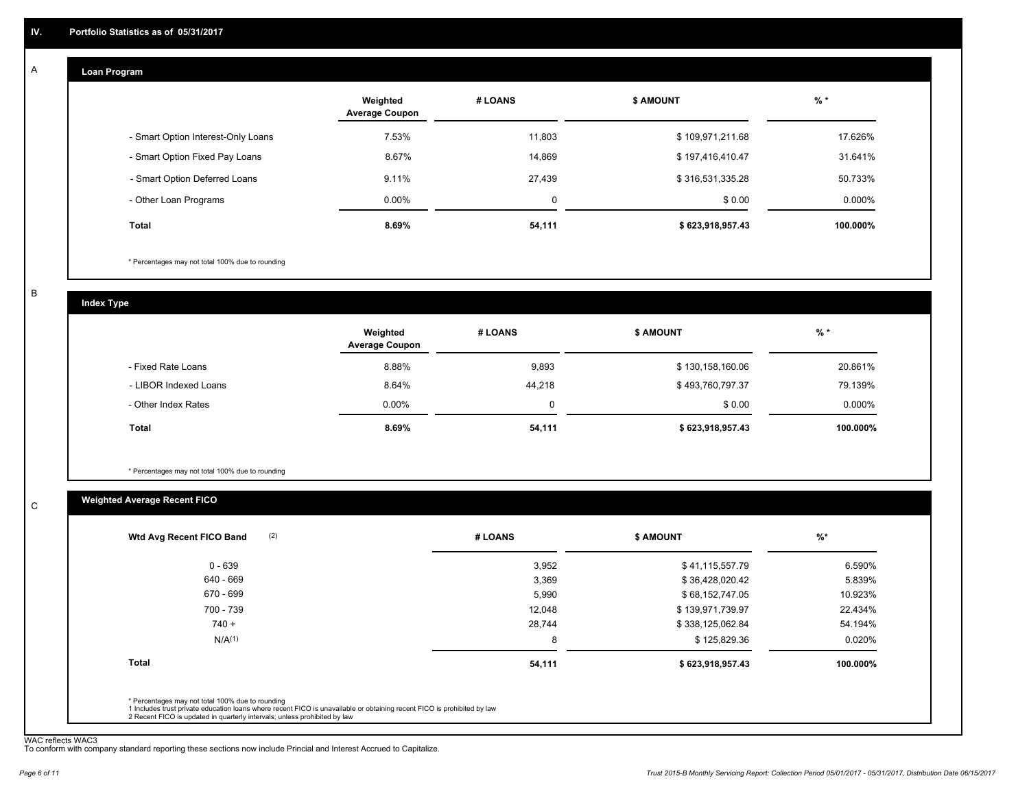## IV. Portfolio Statistics as of 05/31/2017

### A. Loan Program

| | Weighted Average Coupon | # LOANS | $ AMOUNT | % * |
|---|---|---|---|---|
| - Smart Option Interest-Only Loans | 7.53% | 11,803 | $ 109,971,211.68 | 17.626% |
| - Smart Option Fixed Pay Loans | 8.67% | 14,869 | $ 197,416,410.47 | 31.641% |
| - Smart Option Deferred Loans | 9.11% | 27,439 | $ 316,531,335.28 | 50.733% |
| - Other Loan Programs | 0.00% | 0 | $ 0.00 | 0.000% |
| **Total** | **8.69%** | **54,111** | **$ 623,918,957.43** | **100.000%** |

* Percentages may not total 100% due to rounding

### B. Index Type

| | Weighted Average Coupon | # LOANS | $ AMOUNT | % * |
|---|---|---|---|---|
| - Fixed Rate Loans | 8.88% | 9,893 | $ 130,158,160.06 | 20.861% |
| - LIBOR Indexed Loans | 8.64% | 44,218 | $ 493,760,797.37 | 79.139% |
| - Other Index Rates | 0.00% | 0 | $ 0.00 | 0.000% |
| **Total** | **8.69%** | **54,111** | **$ 623,918,957.43** | **100.000%** |

* Percentages may not total 100% due to rounding

### C. Weighted Average Recent FICO

| Wtd Avg Recent FICO Band (2) | # LOANS | $ AMOUNT | %* |
|---|---|---|---|
| 0 - 639 | 3,952 | $ 41,115,557.79 | 6.590% |
| 640 - 669 | 3,369 | $ 36,428,020.42 | 5.839% |
| 670 - 699 | 5,990 | $ 68,152,747.05 | 10.923% |
| 700 - 739 | 12,048 | $ 139,971,739.97 | 22.434% |
| 740 + | 28,744 | $ 338,125,062.84 | 54.194% |
| N/A(1) | 8 | $ 125,829.36 | 0.020% |
| **Total** | **54,111** | **$ 623,918,957.43** | **100.000%** |

* Percentages may not total 100% due to rounding
1 Includes trust private education loans where recent FICO is unavailable or obtaining recent FICO is prohibited by law
2 Recent FICO is updated in quarterly intervals; unless prohibited by law

WAC reflects WAC3
To conform with company standard reporting these sections now include Princial and Interest Accrued to Capitalize.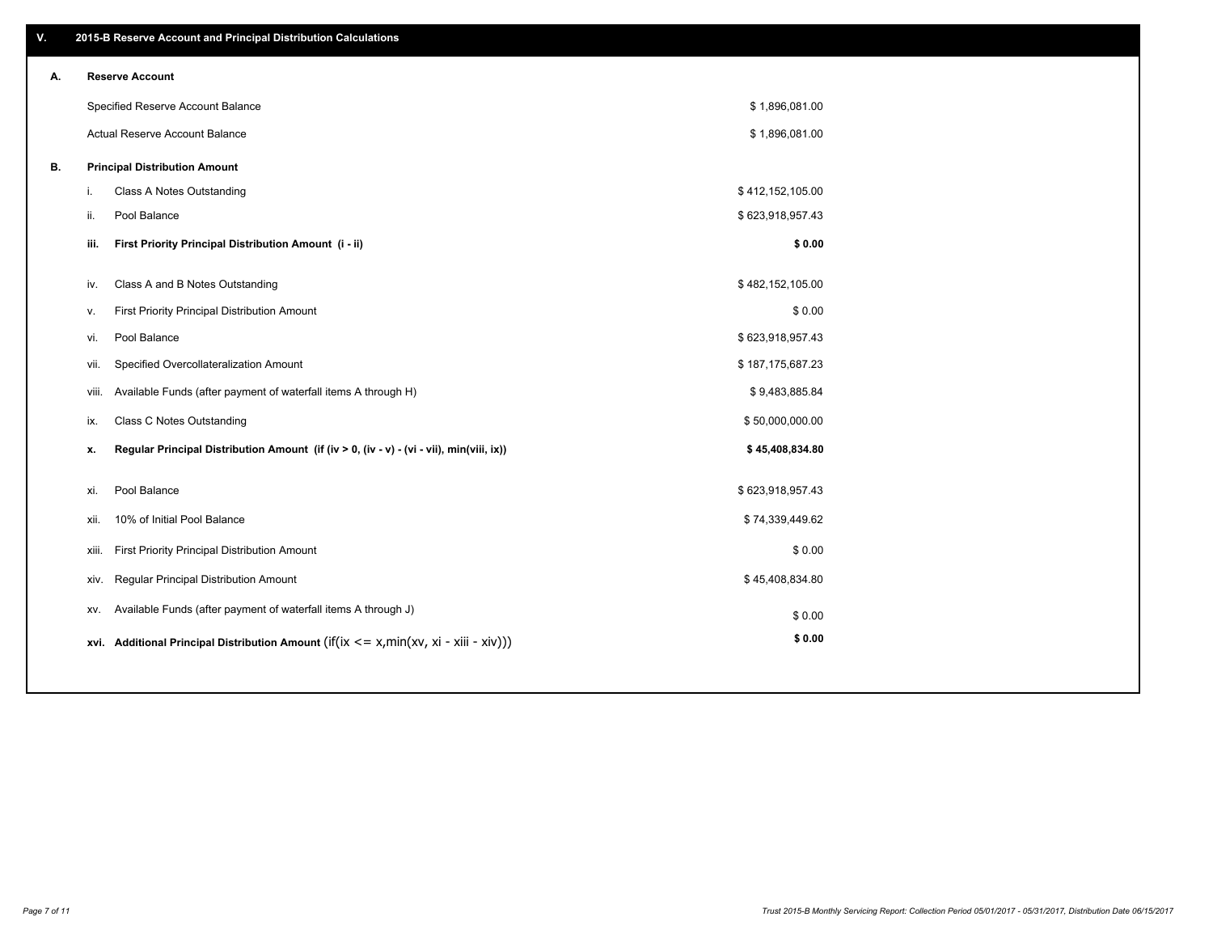## V. 2015-B Reserve Account and Principal Distribution Calculations

### A. Reserve Account

| | |
|---|---|
| Specified Reserve Account Balance | $ 1,896,081.00 |
| Actual Reserve Account Balance | $ 1,896,081.00 |

### B. Principal Distribution Amount

| | | |
|---|---|---|
| i. | Class A Notes Outstanding | $ 412,152,105.00 |
| ii. | Pool Balance | $ 623,918,957.43 |
| **iii.** | **First Priority Principal Distribution Amount (i - ii)** | **$ 0.00** |
| iv. | Class A and B Notes Outstanding | $ 482,152,105.00 |
| v. | First Priority Principal Distribution Amount | $ 0.00 |
| vi. | Pool Balance | $ 623,918,957.43 |
| vii. | Specified Overcollateralization Amount | $ 187,175,687.23 |
| viii. | Available Funds (after payment of waterfall items A through H) | $ 9,483,885.84 |
| ix. | Class C Notes Outstanding | $ 50,000,000.00 |
| **x.** | **Regular Principal Distribution Amount (if (iv > 0, (iv - v) - (vi - vii), min(viii, ix))** | **$ 45,408,834.80** |
| xi. | Pool Balance | $ 623,918,957.43 |
| xii. | 10% of Initial Pool Balance | $ 74,339,449.62 |
| xiii. | First Priority Principal Distribution Amount | $ 0.00 |
| xiv. | Regular Principal Distribution Amount | $ 45,408,834.80 |
| xv. | Available Funds (after payment of waterfall items A through J) | $ 0.00 |
| **xvi.** | **Additional Principal Distribution Amount** (if(ix <= x,min(xv, xi - xiii - xiv))) | **$ 0.00** |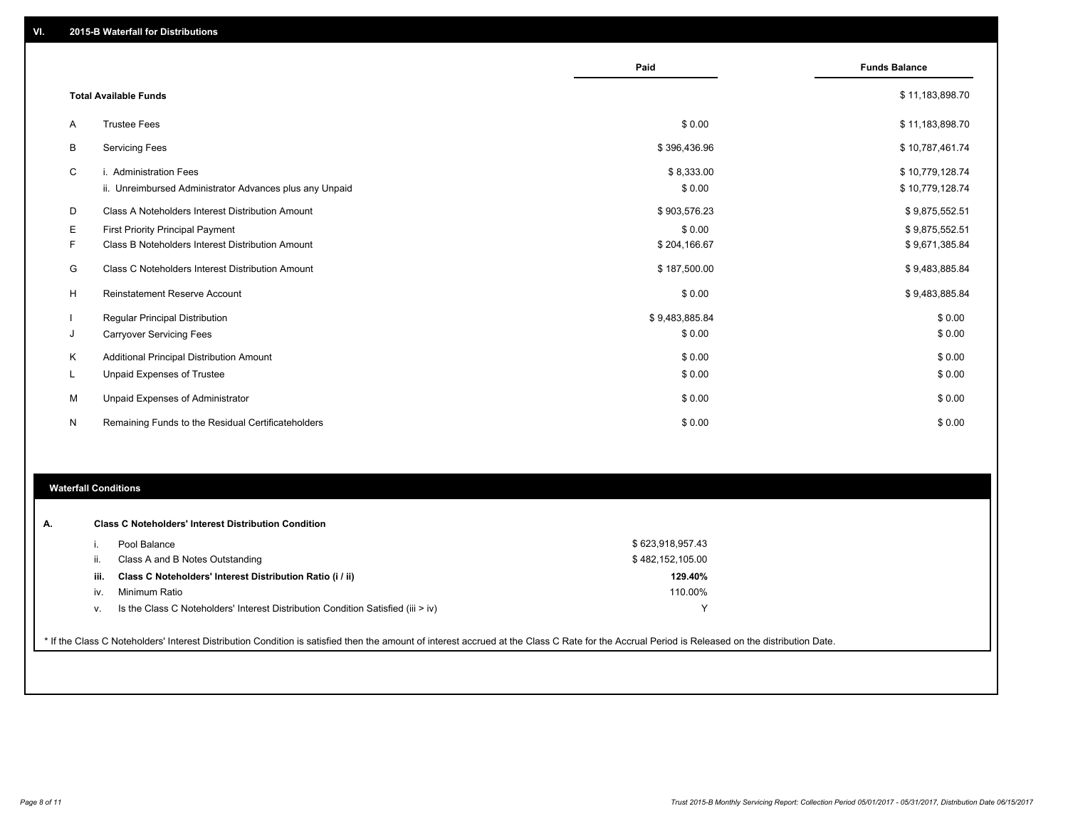## VI. 2015-B Waterfall for Distributions

| | | Paid | Funds Balance |
|---|---|---|---|
| | **Total Available Funds** | | $ 11,183,898.70 |
| A | Trustee Fees | $ 0.00 | $ 11,183,898.70 |
| B | Servicing Fees | $ 396,436.96 | $ 10,787,461.74 |
| C | i. Administration Fees | $ 8,333.00 | $ 10,779,128.74 |
| | ii. Unreimbursed Administrator Advances plus any Unpaid | $ 0.00 | $ 10,779,128.74 |
| D | Class A Noteholders Interest Distribution Amount | $ 903,576.23 | $ 9,875,552.51 |
| E | First Priority Principal Payment | $ 0.00 | $ 9,875,552.51 |
| F | Class B Noteholders Interest Distribution Amount | $ 204,166.67 | $ 9,671,385.84 |
| G | Class C Noteholders Interest Distribution Amount | $ 187,500.00 | $ 9,483,885.84 |
| H | Reinstatement Reserve Account | $ 0.00 | $ 9,483,885.84 |
| I | Regular Principal Distribution | $ 9,483,885.84 | $ 0.00 |
| J | Carryover Servicing Fees | $ 0.00 | $ 0.00 |
| K | Additional Principal Distribution Amount | $ 0.00 | $ 0.00 |
| L | Unpaid Expenses of Trustee | $ 0.00 | $ 0.00 |
| M | Unpaid Expenses of Administrator | $ 0.00 | $ 0.00 |
| N | Remaining Funds to the Residual Certificateholders | $ 0.00 | $ 0.00 |

## Waterfall Conditions

**A. Class C Noteholders' Interest Distribution Condition**

| | | |
|---|---|---|
| i. | Pool Balance | $ 623,918,957.43 |
| ii. | Class A and B Notes Outstanding | $ 482,152,105.00 |
| **iii.** | **Class C Noteholders' Interest Distribution Ratio (i / ii)** | **129.40%** |
| iv. | Minimum Ratio | 110.00% |
| v. | Is the Class C Noteholders' Interest Distribution Condition Satisfied (iii > iv) | Y |

* If the Class C Noteholders' Interest Distribution Condition is satisfied then the amount of interest accrued at the Class C Rate for the Accrual Period is Released on the distribution Date.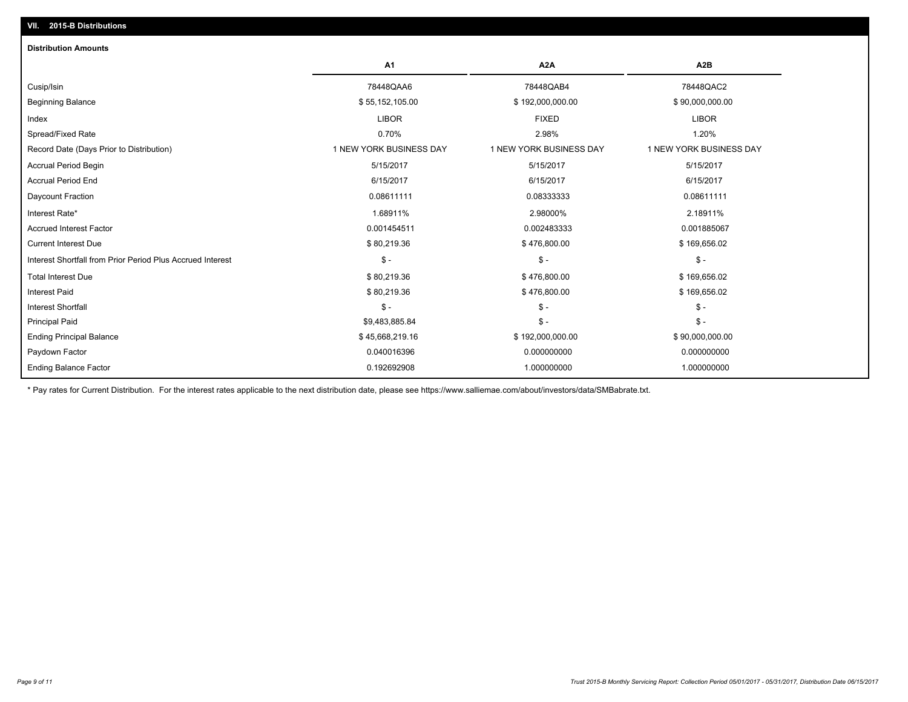## VII. 2015-B Distributions

### Distribution Amounts

| | A1 | A2A | A2B |
|---|---|---|---|
| Cusip/Isin | 78448QAA6 | 78448QAB4 | 78448QAC2 |
| Beginning Balance | $ 55,152,105.00 | $ 192,000,000.00 | $ 90,000,000.00 |
| Index | LIBOR | FIXED | LIBOR |
| Spread/Fixed Rate | 0.70% | 2.98% | 1.20% |
| Record Date (Days Prior to Distribution) | 1 NEW YORK BUSINESS DAY | 1 NEW YORK BUSINESS DAY | 1 NEW YORK BUSINESS DAY |
| Accrual Period Begin | 5/15/2017 | 5/15/2017 | 5/15/2017 |
| Accrual Period End | 6/15/2017 | 6/15/2017 | 6/15/2017 |
| Daycount Fraction | 0.08611111 | 0.08333333 | 0.08611111 |
| Interest Rate* | 1.68911% | 2.98000% | 2.18911% |
| Accrued Interest Factor | 0.001454511 | 0.002483333 | 0.001885067 |
| Current Interest Due | $ 80,219.36 | $ 476,800.00 | $ 169,656.02 |
| Interest Shortfall from Prior Period Plus Accrued Interest | $ - | $ - | $ - |
| Total Interest Due | $ 80,219.36 | $ 476,800.00 | $ 169,656.02 |
| Interest Paid | $ 80,219.36 | $ 476,800.00 | $ 169,656.02 |
| Interest Shortfall | $ - | $ - | $ - |
| Principal Paid | $9,483,885.84 | $ - | $ - |
| Ending Principal Balance | $ 45,668,219.16 | $ 192,000,000.00 | $ 90,000,000.00 |
| Paydown Factor | 0.040016396 | 0.000000000 | 0.000000000 |
| Ending Balance Factor | 0.192692908 | 1.000000000 | 1.000000000 |

* Pay rates for Current Distribution. For the interest rates applicable to the next distribution date, please see https://www.salliemae.com/about/investors/data/SMBabrate.txt.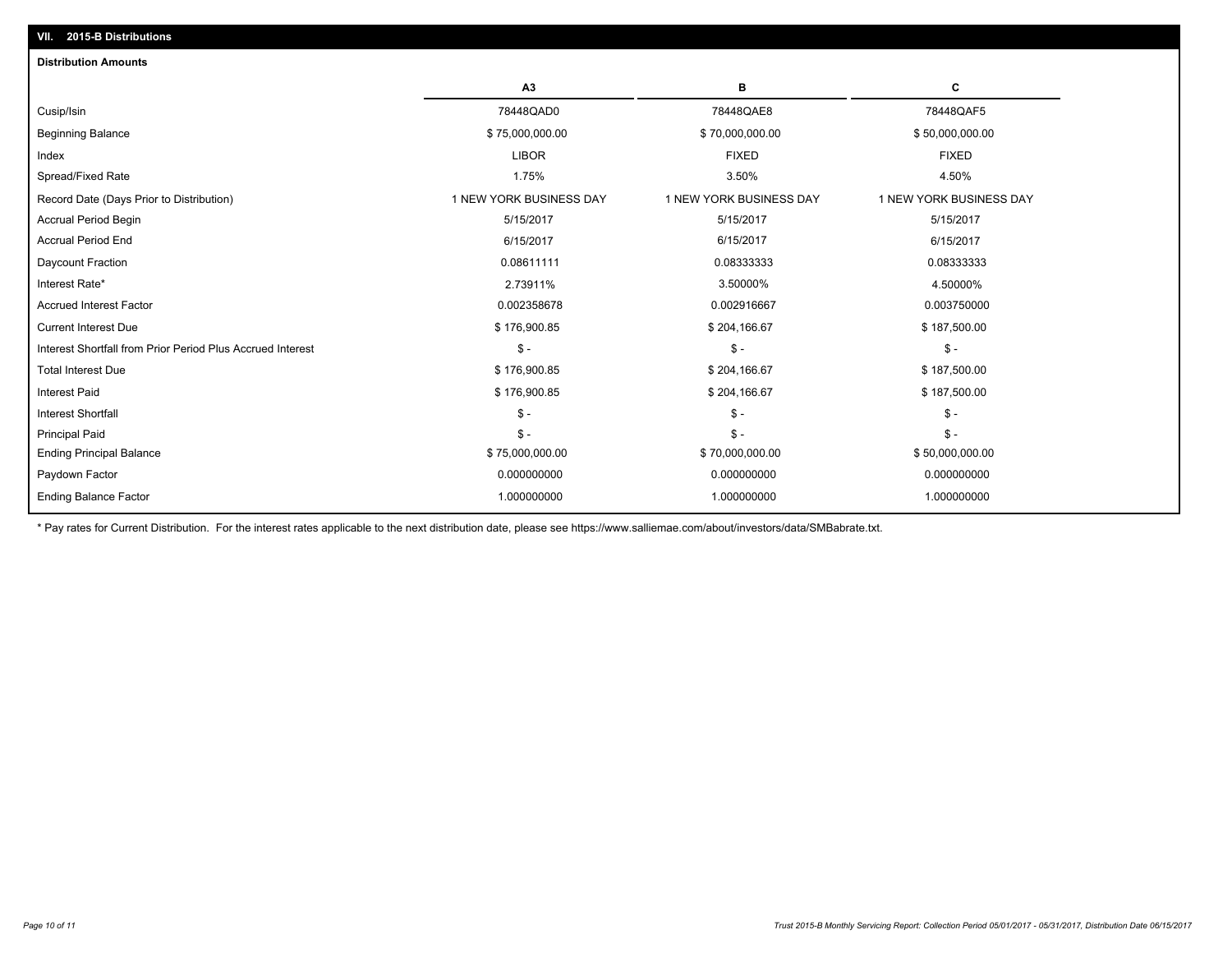## VII. 2015-B Distributions

### Distribution Amounts

| | A3 | B | C |
|---|---|---|---|
| Cusip/Isin | 78448QAD0 | 78448QAE8 | 78448QAF5 |
| Beginning Balance | $ 75,000,000.00 | $ 70,000,000.00 | $ 50,000,000.00 |
| Index | LIBOR | FIXED | FIXED |
| Spread/Fixed Rate | 1.75% | 3.50% | 4.50% |
| Record Date (Days Prior to Distribution) | 1 NEW YORK BUSINESS DAY | 1 NEW YORK BUSINESS DAY | 1 NEW YORK BUSINESS DAY |
| Accrual Period Begin | 5/15/2017 | 5/15/2017 | 5/15/2017 |
| Accrual Period End | 6/15/2017 | 6/15/2017 | 6/15/2017 |
| Daycount Fraction | 0.08611111 | 0.08333333 | 0.08333333 |
| Interest Rate* | 2.73911% | 3.50000% | 4.50000% |
| Accrued Interest Factor | 0.002358678 | 0.002916667 | 0.003750000 |
| Current Interest Due | $ 176,900.85 | $ 204,166.67 | $ 187,500.00 |
| Interest Shortfall from Prior Period Plus Accrued Interest | $ - | $ - | $ - |
| Total Interest Due | $ 176,900.85 | $ 204,166.67 | $ 187,500.00 |
| Interest Paid | $ 176,900.85 | $ 204,166.67 | $ 187,500.00 |
| Interest Shortfall | $ - | $ - | $ - |
| Principal Paid | $ - | $ - | $ - |
| Ending Principal Balance | $ 75,000,000.00 | $ 70,000,000.00 | $ 50,000,000.00 |
| Paydown Factor | 0.000000000 | 0.000000000 | 0.000000000 |
| Ending Balance Factor | 1.000000000 | 1.000000000 | 1.000000000 |

* Pay rates for Current Distribution. For the interest rates applicable to the next distribution date, please see https://www.salliemae.com/about/investors/data/SMBabrate.txt.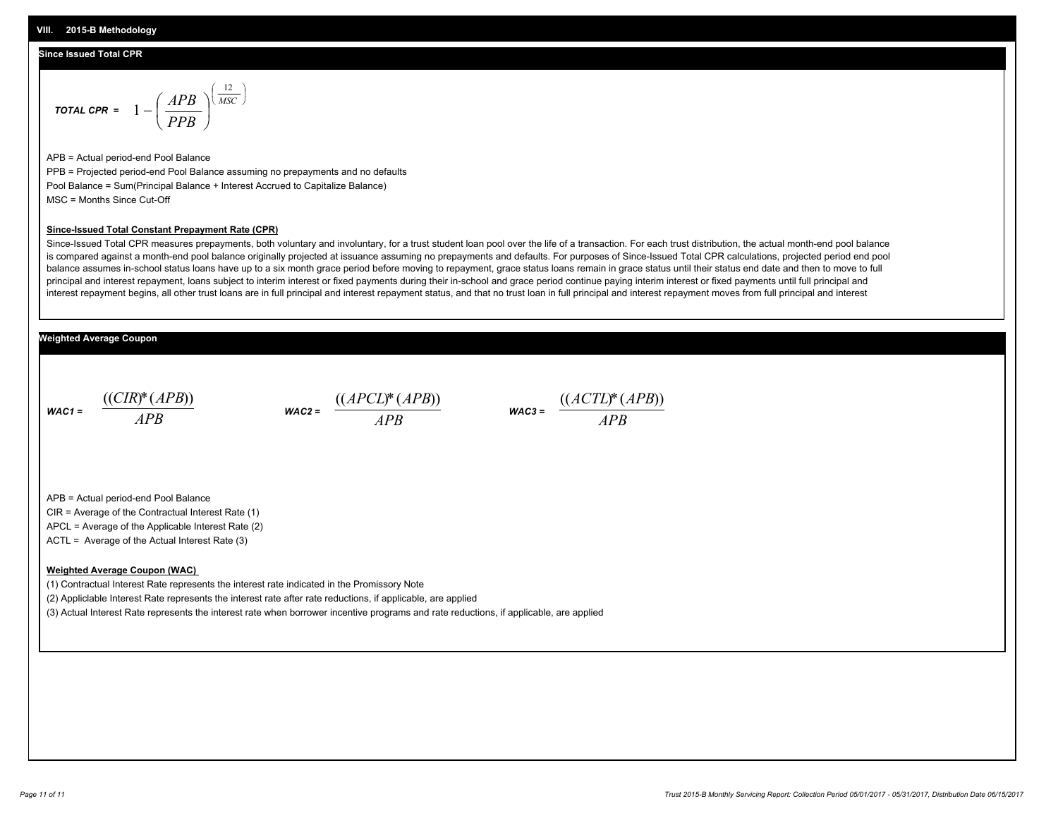## VIII. 2015-B Methodology

### Since Issued Total CPR

$$\textbf{\textit{TOTAL CPR}} = 1 - \left(\frac{APB}{PPB}\right)^{\left(\frac{12}{MSC}\right)}$$

APB = Actual period-end Pool Balance

PPB = Projected period-end Pool Balance assuming no prepayments and no defaults

Pool Balance = Sum(Principal Balance + Interest Accrued to Capitalize Balance)

MSC = Months Since Cut-Off

**Since-Issued Total Constant Prepayment Rate (CPR)**

Since-Issued Total CPR measures prepayments, both voluntary and involuntary, for a trust student loan pool over the life of a transaction. For each trust distribution, the actual month-end pool balance is compared against a month-end pool balance originally projected at issuance assuming no prepayments and defaults. For purposes of Since-Issued Total CPR calculations, projected period end pool balance assumes in-school status loans have up to a six month grace period before moving to repayment, grace status loans remain in grace status until their status end date and then to move to full principal and interest repayment, loans subject to interim interest or fixed payments during their in-school and grace period continue paying interim interest or fixed payments until full principal and interest repayment begins, all other trust loans are in full principal and interest repayment status, and that no trust loan in full principal and interest repayment moves from full principal and interest

### Weighted Average Coupon

$$\textbf{\textit{WAC1}} = \frac{((CIR)*(APB))}{APB} \qquad \textbf{\textit{WAC2}} = \frac{((APCL)*(APB))}{APB} \qquad \textbf{\textit{WAC3}} = \frac{((ACTL)*(APB))}{APB}$$

APB = Actual period-end Pool Balance

CIR = Average of the Contractual Interest Rate (1)

APCL = Average of the Applicable Interest Rate (2)

ACTL = Average of the Actual Interest Rate (3)

**Weighted Average Coupon (WAC)**

(1) Contractual Interest Rate represents the interest rate indicated in the Promissory Note

(2) Appliclable Interest Rate represents the interest rate after rate reductions, if applicable, are applied

(3) Actual Interest Rate represents the interest rate when borrower incentive programs and rate reductions, if applicable, are applied